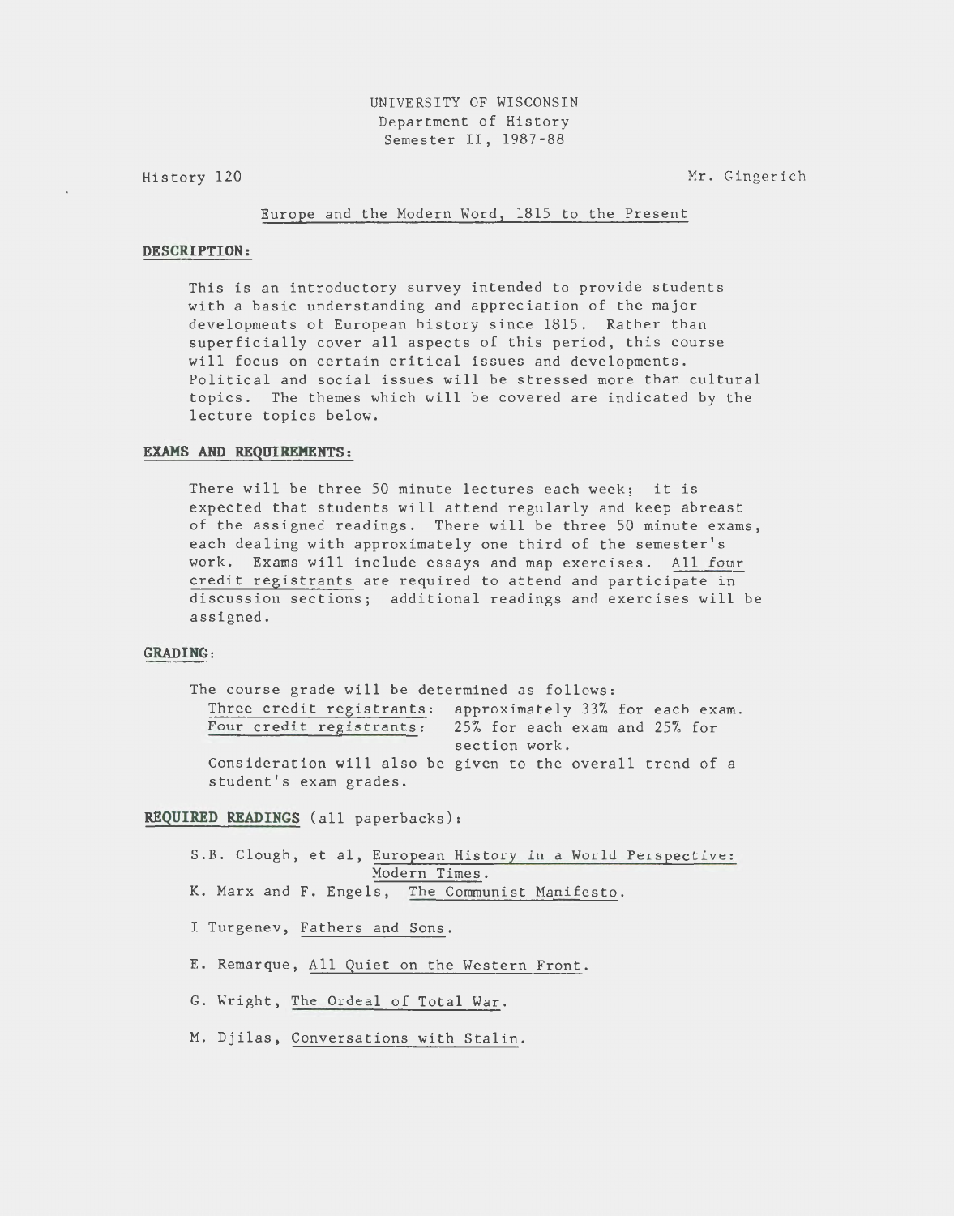UNIVERSITY OF WISCONSIN
Department of History
Semester II, 1987-88

History 120 — Mr. Gingerich

Europe and the Modern Word, 1815 to the Present

## DESCRIPTION:

This is an introductory survey intended to provide students with a basic understanding and appreciation of the major developments of European history since 1815. Rather than superficially cover all aspects of this period, this course will focus on certain critical issues and developments. Political and social issues will be stressed more than cultural topics. The themes which will be covered are indicated by the lecture topics below.

## EXAMS AND REQUIREMENTS:

There will be three 50 minute lectures each week; it is expected that students will attend regularly and keep abreast of the assigned readings. There will be three 50 minute exams, each dealing with approximately one third of the semester's work. Exams will include essays and map exercises. All four credit registrants are required to attend and participate in discussion sections; additional readings and exercises will be assigned.

## GRADING:

The course grade will be determined as follows:

- Three credit registrants: approximately 33% for each exam.
- Four credit registrants: 25% for each exam and 25% for section work.

Consideration will also be given to the overall trend of a student's exam grades.

## REQUIRED READINGS (all paperbacks):

S.B. Clough, et al, European History in a World Perspective: Modern Times.

K. Marx and F. Engels, The Communist Manifesto.

I Turgenev, Fathers and Sons.

E. Remarque, All Quiet on the Western Front.

G. Wright, The Ordeal of Total War.

M. Djilas, Conversations with Stalin.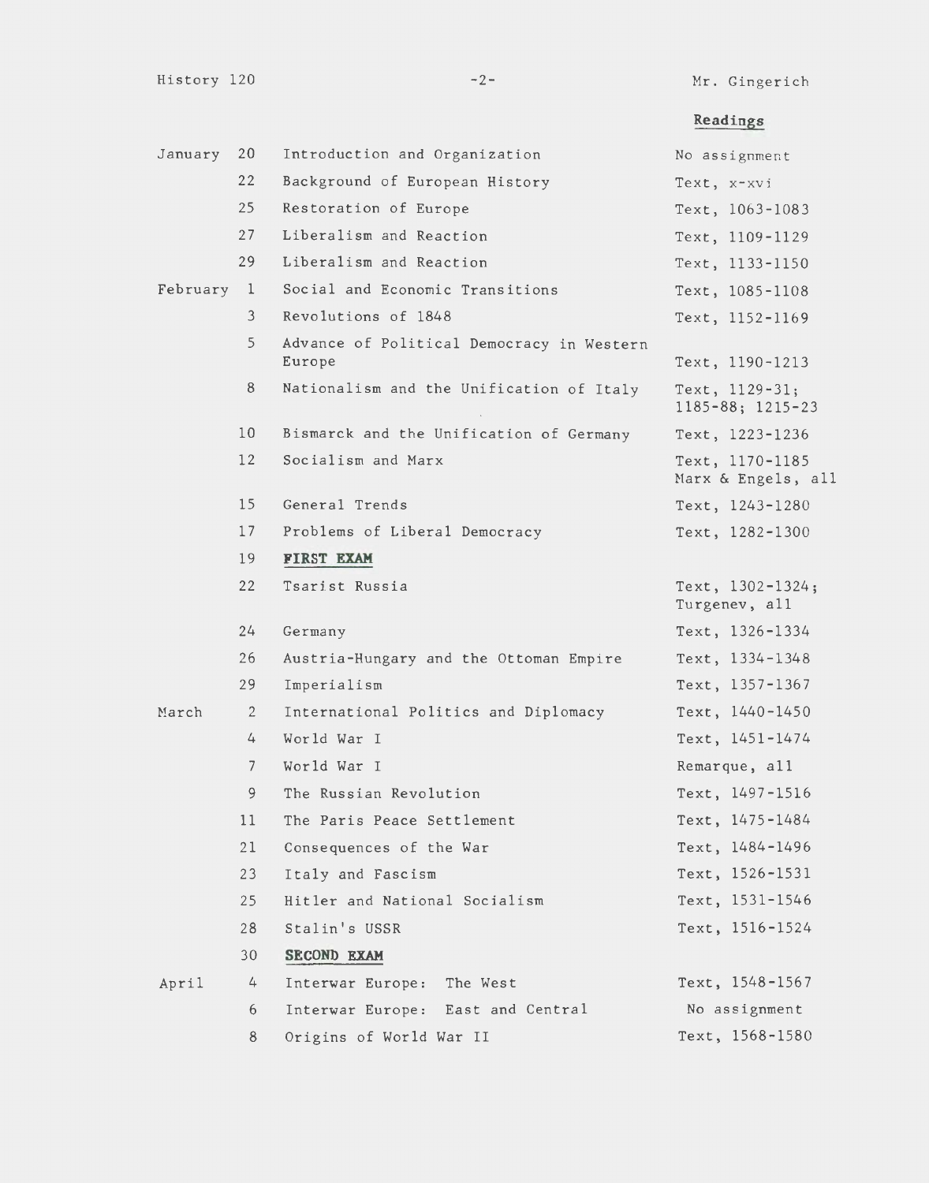| Date | | Topic | Readings |
|---|---|---|---|
| January | 20 | Introduction and Organization | No assignment |
| | 22 | Background of European History | Text, x-xvi |
| | 25 | Restoration of Europe | Text, 1063-1083 |
| | 27 | Liberalism and Reaction | Text, 1109-1129 |
| | 29 | Liberalism and Reaction | Text, 1133-1150 |
| February | 1 | Social and Economic Transitions | Text, 1085-1108 |
| | 3 | Revolutions of 1848 | Text, 1152-1169 |
| | 5 | Advance of Political Democracy in Western Europe | Text, 1190-1213 |
| | 8 | Nationalism and the Unification of Italy | Text, 1129-31; 1185-88; 1215-23 |
| | 10 | Bismarck and the Unification of Germany | Text, 1223-1236 |
| | 12 | Socialism and Marx | Text, 1170-1185 Marx & Engels, all |
| | 15 | General Trends | Text, 1243-1280 |
| | 17 | Problems of Liberal Democracy | Text, 1282-1300 |
| | 19 | **FIRST EXAM** | |
| | 22 | Tsarist Russia | Text, 1302-1324; Turgenev, all |
| | 24 | Germany | Text, 1326-1334 |
| | 26 | Austria-Hungary and the Ottoman Empire | Text, 1334-1348 |
| | 29 | Imperialism | Text, 1357-1367 |
| March | 2 | International Politics and Diplomacy | Text, 1440-1450 |
| | 4 | World War I | Text, 1451-1474 |
| | 7 | World War I | Remarque, all |
| | 9 | The Russian Revolution | Text, 1497-1516 |
| | 11 | The Paris Peace Settlement | Text, 1475-1484 |
| | 21 | Consequences of the War | Text, 1484-1496 |
| | 23 | Italy and Fascism | Text, 1526-1531 |
| | 25 | Hitler and National Socialism | Text, 1531-1546 |
| | 28 | Stalin's USSR | Text, 1516-1524 |
| | 30 | **SECOND EXAM** | |
| April | 4 | Interwar Europe: The West | Text, 1548-1567 |
| | 6 | Interwar Europe: East and Central | No assignment |
| | 8 | Origins of World War II | Text, 1568-1580 |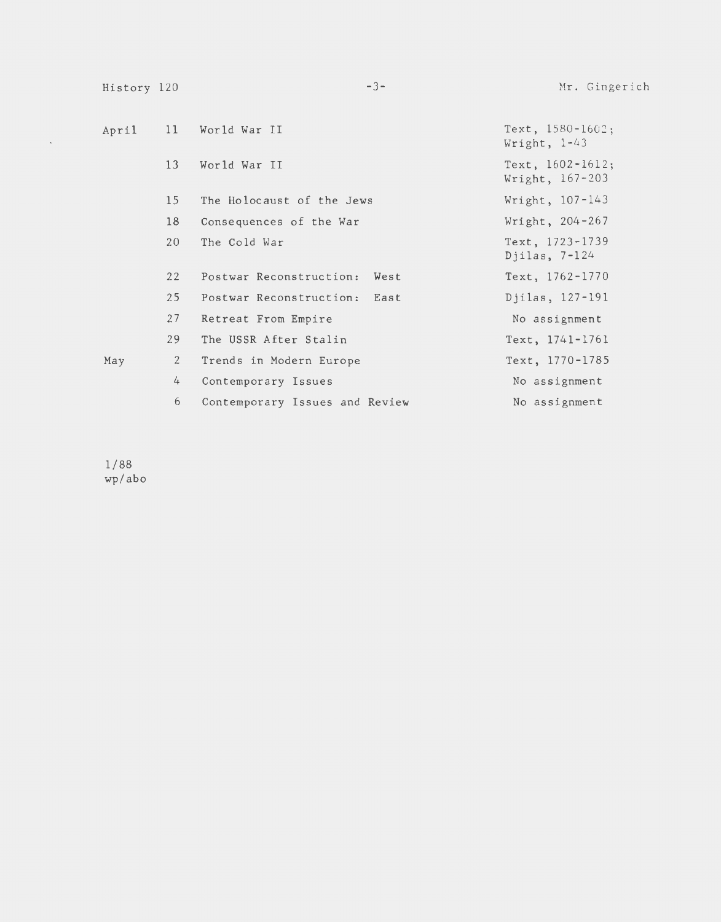| | | | |
|---|---|---|---|
| April | 11 | World War II | Text, 1580-1602; Wright, 1-43 |
| | 13 | World War II | Text, 1602-1612; Wright, 167-203 |
| | 15 | The Holocaust of the Jews | Wright, 107-143 |
| | 18 | Consequences of the War | Wright, 204-267 |
| | 20 | The Cold War | Text, 1723-1739 Djilas, 7-124 |
| | 22 | Postwar Reconstruction: West | Text, 1762-1770 |
| | 25 | Postwar Reconstruction: East | Djilas, 127-191 |
| | 27 | Retreat From Empire | No assignment |
| | 29 | The USSR After Stalin | Text, 1741-1761 |
| May | 2 | Trends in Modern Europe | Text, 1770-1785 |
| | 4 | Contemporary Issues | No assignment |
| | 6 | Contemporary Issues and Review | No assignment |

1/88
wp/abo